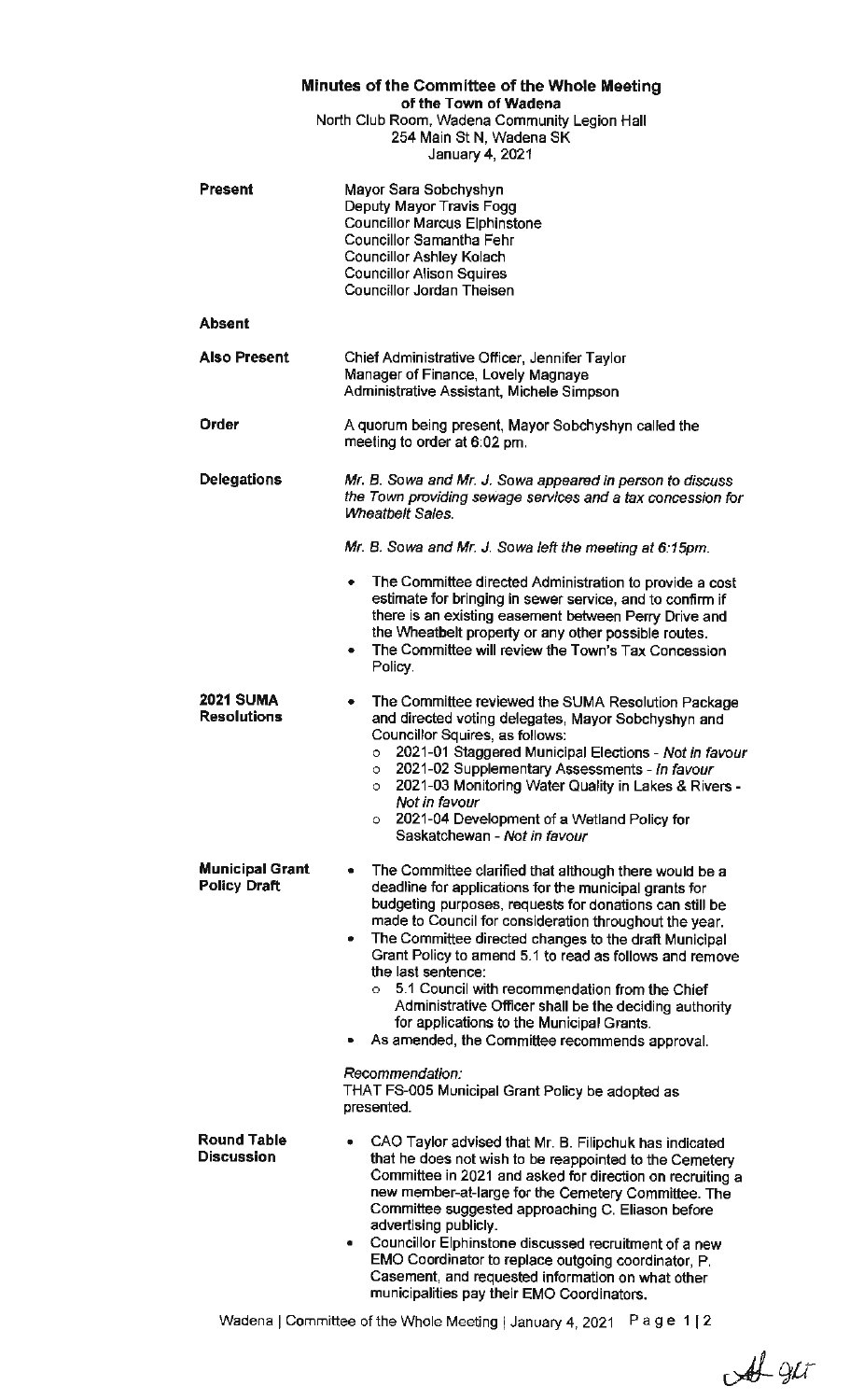# Minutes of the Committee of the Whole Meeting

**of the Town of Wadena**

North Club Room, Wadena Community Legion Hall
254 Main St N, Wadena SK
January 4, 2021

**Present**

Mayor Sara Sobchyshyn
Deputy Mayor Travis Fogg
Councillor Marcus Elphinstone
Councillor Samantha Fehr
Councillor Ashley Kolach
Councillor Alison Squires
Councillor Jordan Theisen

**Absent**

**Also Present**

Chief Administrative Officer, Jennifer Taylor
Manager of Finance, Lovely Magnaye
Administrative Assistant, Michele Simpson

**Order**

A quorum being present, Mayor Sobchyshyn called the meeting to order at 6:02 pm.

**Delegations**

*Mr. B. Sowa and Mr. J. Sowa appeared in person to discuss the Town providing sewage services and a tax concession for Wheatbelt Sales.*

*Mr. B. Sowa and Mr. J. Sowa left the meeting at 6:15pm.*

- The Committee directed Administration to provide a cost estimate for bringing in sewer service, and to confirm if there is an existing easement between Perry Drive and the Wheatbelt property or any other possible routes.
- The Committee will review the Town's Tax Concession Policy.

**2021 SUMA Resolutions**

- The Committee reviewed the SUMA Resolution Package and directed voting delegates, Mayor Sobchyshyn and Councillor Squires, as follows:
  - 2021-01 Staggered Municipal Elections - *Not in favour*
  - 2021-02 Supplementary Assessments - *In favour*
  - 2021-03 Monitoring Water Quality in Lakes & Rivers - *Not in favour*
  - 2021-04 Development of a Wetland Policy for Saskatchewan - *Not in favour*

**Municipal Grant Policy Draft**

- The Committee clarified that although there would be a deadline for applications for the municipal grants for budgeting purposes, requests for donations can still be made to Council for consideration throughout the year.
- The Committee directed changes to the draft Municipal Grant Policy to amend 5.1 to read as follows and remove the last sentence:
  - 5.1 Council with recommendation from the Chief Administrative Officer shall be the deciding authority for applications to the Municipal Grants.
- As amended, the Committee recommends approval.

*Recommendation:*
THAT FS-005 Municipal Grant Policy be adopted as presented.

**Round Table Discussion**

- CAO Taylor advised that Mr. B. Filipchuk has indicated that he does not wish to be reappointed to the Cemetery Committee in 2021 and asked for direction on recruiting a new member-at-large for the Cemetery Committee. The Committee suggested approaching C. Eliason before advertising publicly.
- Councillor Elphinstone discussed recruitment of a new EMO Coordinator to replace outgoing coordinator, P. Casement, and requested information on what other municipalities pay their EMO Coordinators.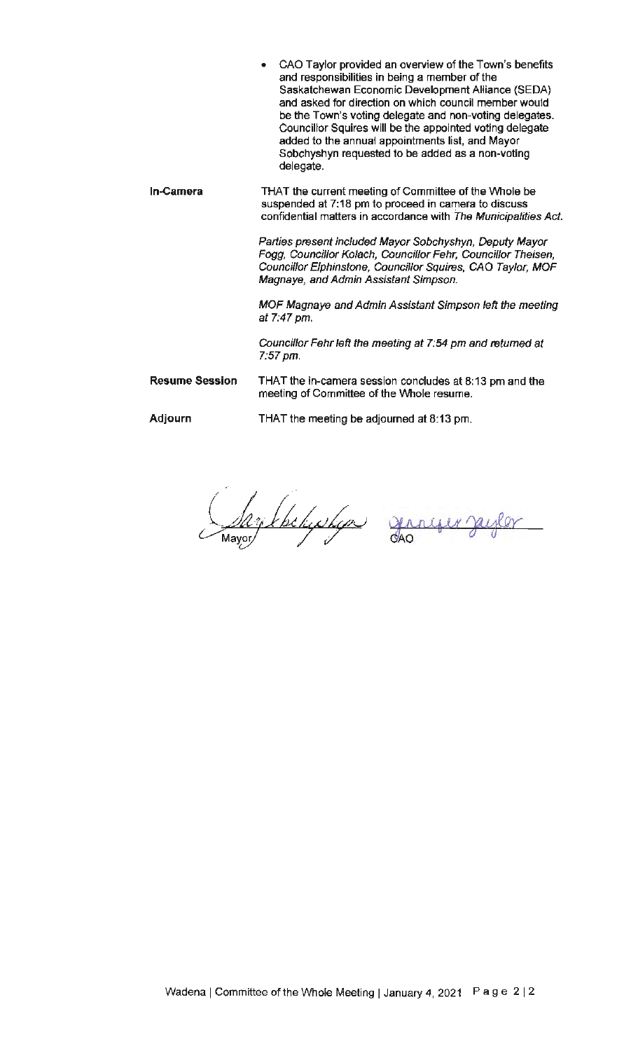- CAO Taylor provided an overview of the Town's benefits and responsibilities in being a member of the Saskatchewan Economic Development Alliance (SEDA) and asked for direction on which council member would be the Town's voting delegate and non-voting delegates. Councillor Squires will be the appointed voting delegate added to the annual appointments list, and Mayor Sobchyshyn requested to be added as a non-voting delegate.

**In-Camera**

THAT the current meeting of Committee of the Whole be suspended at 7:18 pm to proceed in camera to discuss confidential matters in accordance with *The Municipalities Act*.

*Parties present included Mayor Sobchyshyn, Deputy Mayor Fogg, Councillor Kolach, Councillor Fehr, Councillor Theisen, Councillor Elphinstone, Councillor Squires, CAO Taylor, MOF Magnaye, and Admin Assistant Simpson.*

*MOF Magnaye and Admin Assistant Simpson left the meeting at 7:47 pm.*

*Councillor Fehr left the meeting at 7:54 pm and returned at 7:57 pm.*

**Resume Session**

THAT the in-camera session concludes at 8:13 pm and the meeting of Committee of the Whole resume.

**Adjourn**

THAT the meeting be adjourned at 8:13 pm.

Mayor

CAO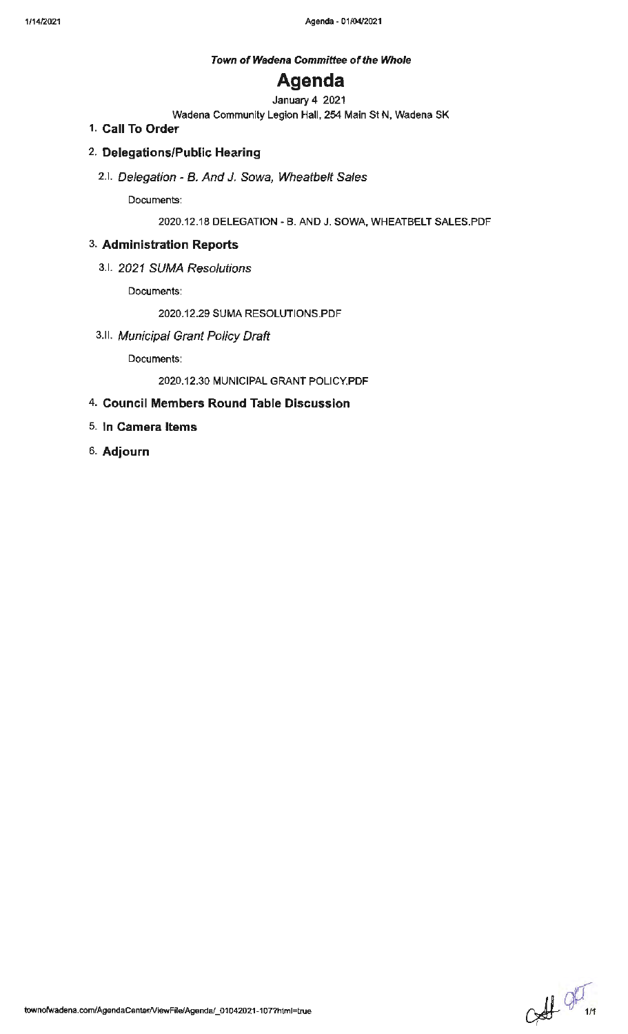*Town of Wadena Committee of the Whole*

# Agenda

January 4 2021

Wadena Community Legion Hall, 254 Main St N, Wadena SK

## 1. Call To Order

## 2. Delegations/Public Hearing

2.I. *Delegation - B. And J. Sowa, Wheatbelt Sales*

Documents:

2020.12.18 DELEGATION - B. AND J. SOWA, WHEATBELT SALES.PDF

## 3. Administration Reports

3.I. *2021 SUMA Resolutions*

Documents:

2020.12.29 SUMA RESOLUTIONS.PDF

3.II. *Municipal Grant Policy Draft*

Documents:

2020.12.30 MUNICIPAL GRANT POLICY.PDF

## 4. Council Members Round Table Discussion

## 5. In Camera Items

## 6. Adjourn